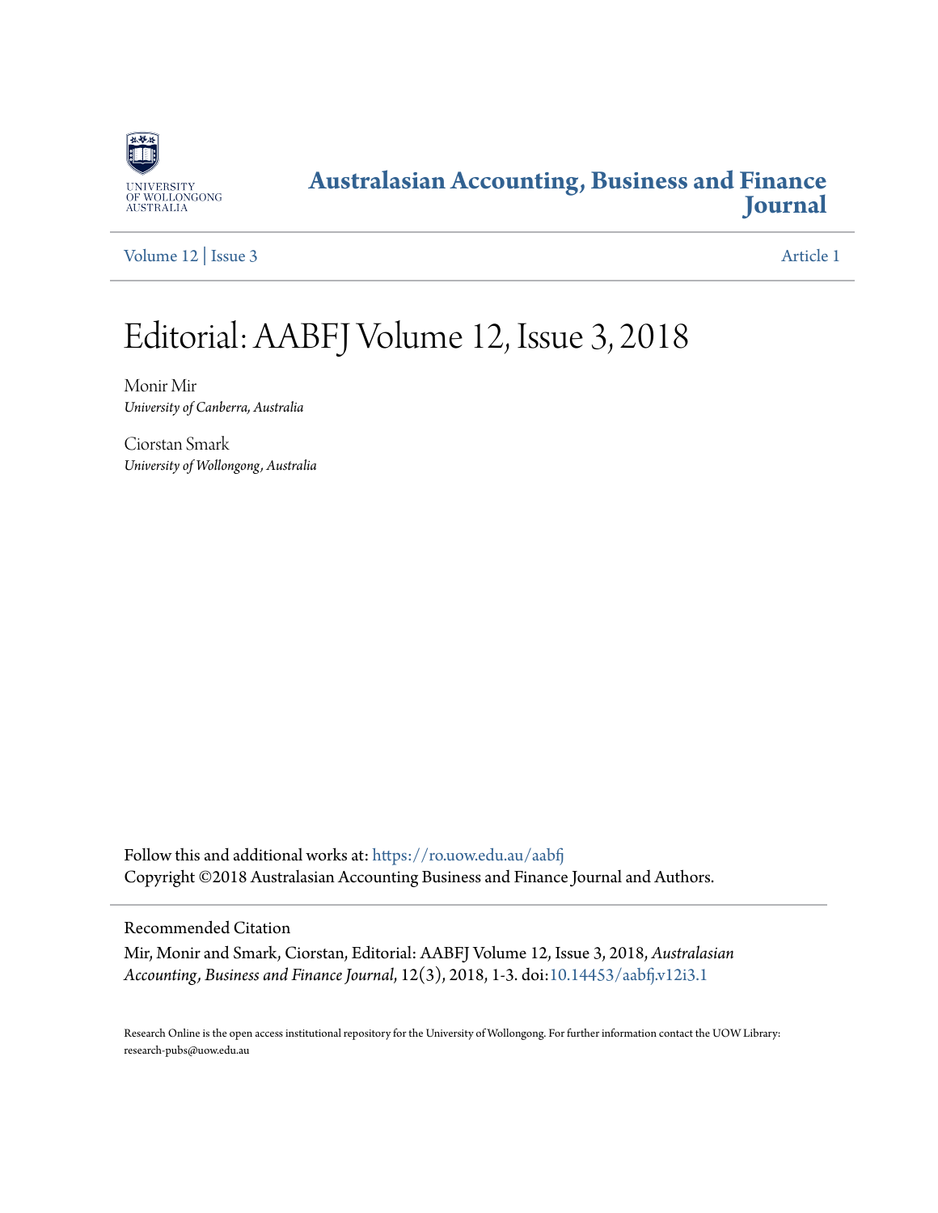UNIVERSITY OF WOLLONGONG AUSTRALIA

**Australasian Accounting, Business and Finance Journal**

Volume 12 | Issue 3 — Article 1

# Editorial: AABFJ Volume 12, Issue 3, 2018

Monir Mir
*University of Canberra, Australia*

Ciorstan Smark
*University of Wollongong, Australia*

Follow this and additional works at: https://ro.uow.edu.au/aabfj
Copyright ©2018 Australasian Accounting Business and Finance Journal and Authors.

## Recommended Citation

Mir, Monir and Smark, Ciorstan, Editorial: AABFJ Volume 12, Issue 3, 2018, *Australasian Accounting, Business and Finance Journal*, 12(3), 2018, 1-3. doi:10.14453/aabfj.v12i3.1

Research Online is the open access institutional repository for the University of Wollongong. For further information contact the UOW Library: research-pubs@uow.edu.au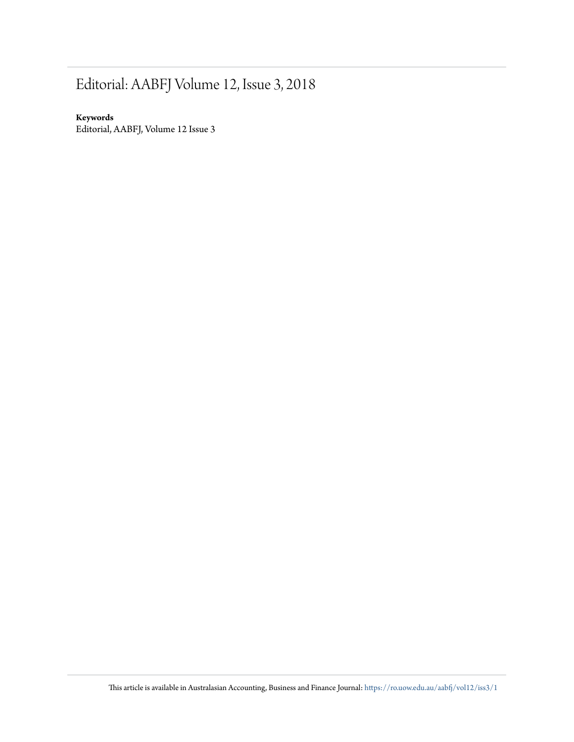# Editorial: AABFJ Volume 12, Issue 3, 2018

**Keywords**
Editorial, AABFJ, Volume 12 Issue 3

This article is available in Australasian Accounting, Business and Finance Journal: https://ro.uow.edu.au/aabfj/vol12/iss3/1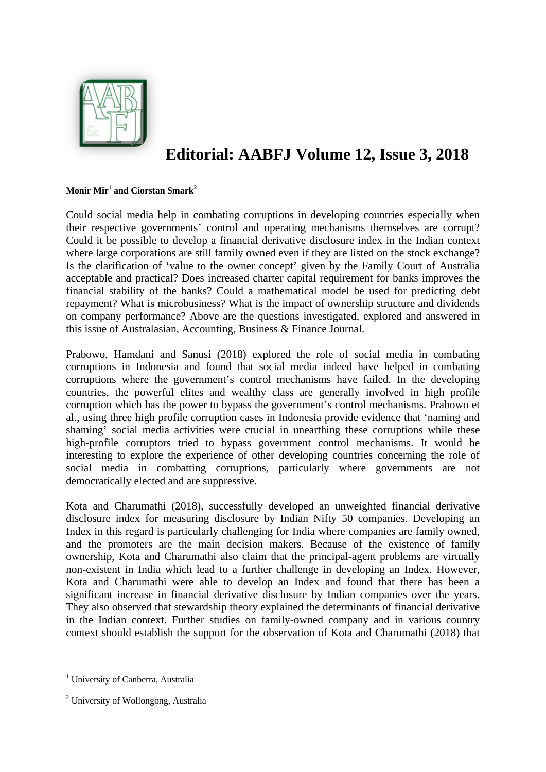# Editorial: AABFJ Volume 12, Issue 3, 2018

**Monir Mir[1] and Ciorstan Smark[2]**

Could social media help in combating corruptions in developing countries especially when their respective governments' control and operating mechanisms themselves are corrupt? Could it be possible to develop a financial derivative disclosure index in the Indian context where large corporations are still family owned even if they are listed on the stock exchange? Is the clarification of 'value to the owner concept' given by the Family Court of Australia acceptable and practical? Does increased charter capital requirement for banks improves the financial stability of the banks? Could a mathematical model be used for predicting debt repayment? What is microbusiness? What is the impact of ownership structure and dividends on company performance? Above are the questions investigated, explored and answered in this issue of Australasian, Accounting, Business & Finance Journal.

Prabowo, Hamdani and Sanusi (2018) explored the role of social media in combating corruptions in Indonesia and found that social media indeed have helped in combating corruptions where the government's control mechanisms have failed. In the developing countries, the powerful elites and wealthy class are generally involved in high profile corruption which has the power to bypass the government's control mechanisms. Prabowo et al., using three high profile corruption cases in Indonesia provide evidence that 'naming and shaming' social media activities were crucial in unearthing these corruptions while these high-profile corruptors tried to bypass government control mechanisms. It would be interesting to explore the experience of other developing countries concerning the role of social media in combatting corruptions, particularly where governments are not democratically elected and are suppressive.

Kota and Charumathi (2018), successfully developed an unweighted financial derivative disclosure index for measuring disclosure by Indian Nifty 50 companies. Developing an Index in this regard is particularly challenging for India where companies are family owned, and the promoters are the main decision makers. Because of the existence of family ownership, Kota and Charumathi also claim that the principal-agent problems are virtually non-existent in India which lead to a further challenge in developing an Index. However, Kota and Charumathi were able to develop an Index and found that there has been a significant increase in financial derivative disclosure by Indian companies over the years. They also observed that stewardship theory explained the determinants of financial derivative in the Indian context. Further studies on family-owned company and in various country context should establish the support for the observation of Kota and Charumathi (2018) that

---

[1] University of Canberra, Australia

[2] University of Wollongong, Australia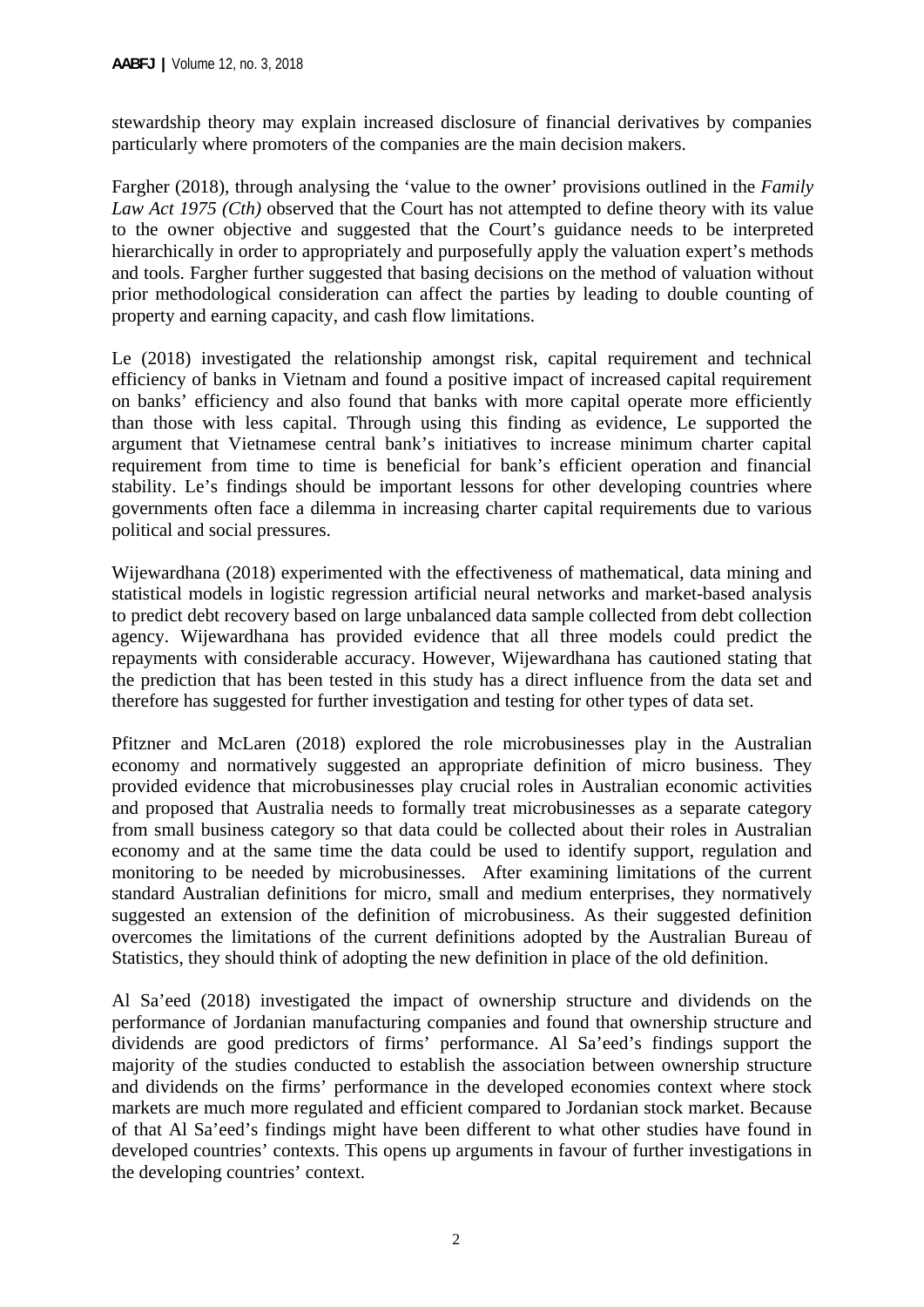stewardship theory may explain increased disclosure of financial derivatives by companies particularly where promoters of the companies are the main decision makers.

Fargher (2018), through analysing the 'value to the owner' provisions outlined in the *Family Law Act 1975 (Cth)* observed that the Court has not attempted to define theory with its value to the owner objective and suggested that the Court's guidance needs to be interpreted hierarchically in order to appropriately and purposefully apply the valuation expert's methods and tools. Fargher further suggested that basing decisions on the method of valuation without prior methodological consideration can affect the parties by leading to double counting of property and earning capacity, and cash flow limitations.

Le (2018) investigated the relationship amongst risk, capital requirement and technical efficiency of banks in Vietnam and found a positive impact of increased capital requirement on banks' efficiency and also found that banks with more capital operate more efficiently than those with less capital. Through using this finding as evidence, Le supported the argument that Vietnamese central bank's initiatives to increase minimum charter capital requirement from time to time is beneficial for bank's efficient operation and financial stability. Le's findings should be important lessons for other developing countries where governments often face a dilemma in increasing charter capital requirements due to various political and social pressures.

Wijewardhana (2018) experimented with the effectiveness of mathematical, data mining and statistical models in logistic regression artificial neural networks and market-based analysis to predict debt recovery based on large unbalanced data sample collected from debt collection agency. Wijewardhana has provided evidence that all three models could predict the repayments with considerable accuracy. However, Wijewardhana has cautioned stating that the prediction that has been tested in this study has a direct influence from the data set and therefore has suggested for further investigation and testing for other types of data set.

Pfitzner and McLaren (2018) explored the role microbusinesses play in the Australian economy and normatively suggested an appropriate definition of micro business. They provided evidence that microbusinesses play crucial roles in Australian economic activities and proposed that Australia needs to formally treat microbusinesses as a separate category from small business category so that data could be collected about their roles in Australian economy and at the same time the data could be used to identify support, regulation and monitoring to be needed by microbusinesses. After examining limitations of the current standard Australian definitions for micro, small and medium enterprises, they normatively suggested an extension of the definition of microbusiness. As their suggested definition overcomes the limitations of the current definitions adopted by the Australian Bureau of Statistics, they should think of adopting the new definition in place of the old definition.

Al Sa'eed (2018) investigated the impact of ownership structure and dividends on the performance of Jordanian manufacturing companies and found that ownership structure and dividends are good predictors of firms' performance. Al Sa'eed's findings support the majority of the studies conducted to establish the association between ownership structure and dividends on the firms' performance in the developed economies context where stock markets are much more regulated and efficient compared to Jordanian stock market. Because of that Al Sa'eed's findings might have been different to what other studies have found in developed countries' contexts. This opens up arguments in favour of further investigations in the developing countries' context.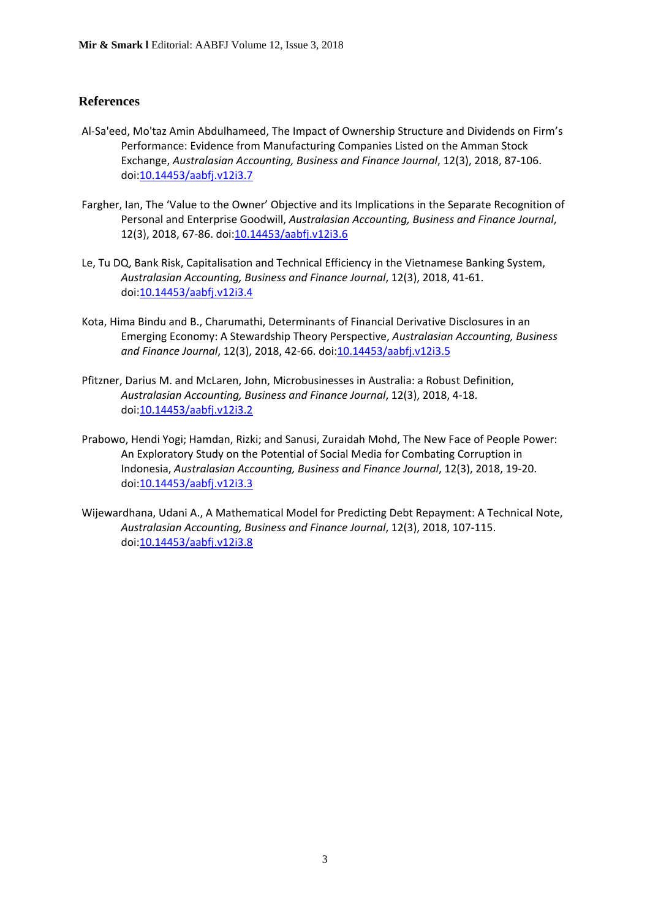## References

Al-Sa'eed, Mo'taz Amin Abdulhameed, The Impact of Ownership Structure and Dividends on Firm's Performance: Evidence from Manufacturing Companies Listed on the Amman Stock Exchange, *Australasian Accounting, Business and Finance Journal*, 12(3), 2018, 87-106. doi:10.14453/aabfj.v12i3.7

Fargher, Ian, The 'Value to the Owner' Objective and its Implications in the Separate Recognition of Personal and Enterprise Goodwill, *Australasian Accounting, Business and Finance Journal*, 12(3), 2018, 67-86. doi:10.14453/aabfj.v12i3.6

Le, Tu DQ, Bank Risk, Capitalisation and Technical Efficiency in the Vietnamese Banking System, *Australasian Accounting, Business and Finance Journal*, 12(3), 2018, 41-61. doi:10.14453/aabfj.v12i3.4

Kota, Hima Bindu and B., Charumathi, Determinants of Financial Derivative Disclosures in an Emerging Economy: A Stewardship Theory Perspective, *Australasian Accounting, Business and Finance Journal*, 12(3), 2018, 42-66. doi:10.14453/aabfj.v12i3.5

Pfitzner, Darius M. and McLaren, John, Microbusinesses in Australia: a Robust Definition, *Australasian Accounting, Business and Finance Journal*, 12(3), 2018, 4-18. doi:10.14453/aabfj.v12i3.2

Prabowo, Hendi Yogi; Hamdan, Rizki; and Sanusi, Zuraidah Mohd, The New Face of People Power: An Exploratory Study on the Potential of Social Media for Combating Corruption in Indonesia, *Australasian Accounting, Business and Finance Journal*, 12(3), 2018, 19-20. doi:10.14453/aabfj.v12i3.3

Wijewardhana, Udani A., A Mathematical Model for Predicting Debt Repayment: A Technical Note, *Australasian Accounting, Business and Finance Journal*, 12(3), 2018, 107-115. doi:10.14453/aabfj.v12i3.8